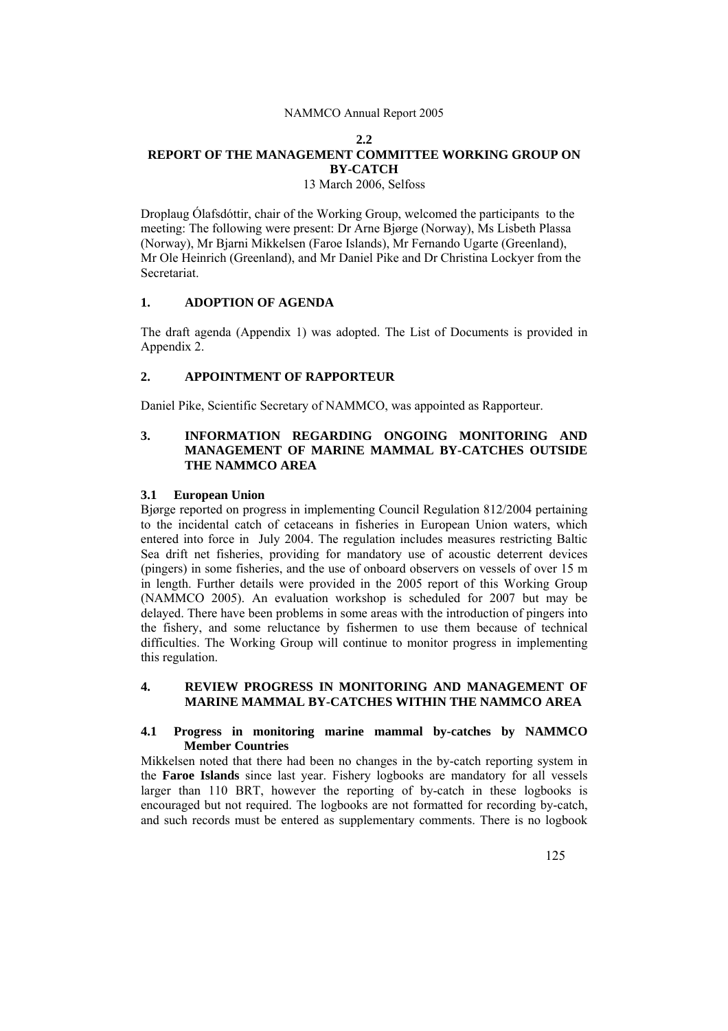## 2.2
# REPORT OF THE MANAGEMENT COMMITTEE WORKING GROUP ON BY-CATCH

13 March 2006, Selfoss

Droplaug Ólafsdóttir, chair of the Working Group, welcomed the participants to the meeting: The following were present: Dr Arne Bjørge (Norway), Ms Lisbeth Plassa (Norway), Mr Bjarni Mikkelsen (Faroe Islands), Mr Fernando Ugarte (Greenland), Mr Ole Heinrich (Greenland), and Mr Daniel Pike and Dr Christina Lockyer from the Secretariat.

## 1. ADOPTION OF AGENDA

The draft agenda (Appendix 1) was adopted. The List of Documents is provided in Appendix 2.

## 2. APPOINTMENT OF RAPPORTEUR

Daniel Pike, Scientific Secretary of NAMMCO, was appointed as Rapporteur.

## 3. INFORMATION REGARDING ONGOING MONITORING AND MANAGEMENT OF MARINE MAMMAL BY-CATCHES OUTSIDE THE NAMMCO AREA

### 3.1 European Union

Bjørge reported on progress in implementing Council Regulation 812/2004 pertaining to the incidental catch of cetaceans in fisheries in European Union waters, which entered into force in July 2004. The regulation includes measures restricting Baltic Sea drift net fisheries, providing for mandatory use of acoustic deterrent devices (pingers) in some fisheries, and the use of onboard observers on vessels of over 15 m in length. Further details were provided in the 2005 report of this Working Group (NAMMCO 2005). An evaluation workshop is scheduled for 2007 but may be delayed. There have been problems in some areas with the introduction of pingers into the fishery, and some reluctance by fishermen to use them because of technical difficulties. The Working Group will continue to monitor progress in implementing this regulation.

## 4. REVIEW PROGRESS IN MONITORING AND MANAGEMENT OF MARINE MAMMAL BY-CATCHES WITHIN THE NAMMCO AREA

### 4.1 Progress in monitoring marine mammal by-catches by NAMMCO Member Countries

Mikkelsen noted that there had been no changes in the by-catch reporting system in the **Faroe Islands** since last year. Fishery logbooks are mandatory for all vessels larger than 110 BRT, however the reporting of by-catch in these logbooks is encouraged but not required. The logbooks are not formatted for recording by-catch, and such records must be entered as supplementary comments. There is no logbook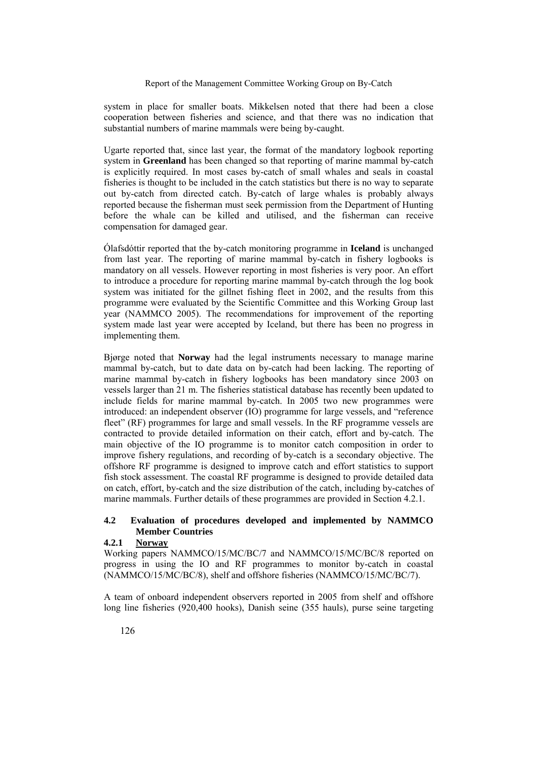system in place for smaller boats. Mikkelsen noted that there had been a close cooperation between fisheries and science, and that there was no indication that substantial numbers of marine mammals were being by-caught.

Ugarte reported that, since last year, the format of the mandatory logbook reporting system in **Greenland** has been changed so that reporting of marine mammal by-catch is explicitly required. In most cases by-catch of small whales and seals in coastal fisheries is thought to be included in the catch statistics but there is no way to separate out by-catch from directed catch. By-catch of large whales is probably always reported because the fisherman must seek permission from the Department of Hunting before the whale can be killed and utilised, and the fisherman can receive compensation for damaged gear.

Ólafsdóttir reported that the by-catch monitoring programme in **Iceland** is unchanged from last year. The reporting of marine mammal by-catch in fishery logbooks is mandatory on all vessels. However reporting in most fisheries is very poor. An effort to introduce a procedure for reporting marine mammal by-catch through the log book system was initiated for the gillnet fishing fleet in 2002, and the results from this programme were evaluated by the Scientific Committee and this Working Group last year (NAMMCO 2005). The recommendations for improvement of the reporting system made last year were accepted by Iceland, but there has been no progress in implementing them.

Bjørge noted that **Norway** had the legal instruments necessary to manage marine mammal by-catch, but to date data on by-catch had been lacking. The reporting of marine mammal by-catch in fishery logbooks has been mandatory since 2003 on vessels larger than 21 m. The fisheries statistical database has recently been updated to include fields for marine mammal by-catch. In 2005 two new programmes were introduced: an independent observer (IO) programme for large vessels, and "reference fleet" (RF) programmes for large and small vessels. In the RF programme vessels are contracted to provide detailed information on their catch, effort and by-catch. The main objective of the IO programme is to monitor catch composition in order to improve fishery regulations, and recording of by-catch is a secondary objective. The offshore RF programme is designed to improve catch and effort statistics to support fish stock assessment. The coastal RF programme is designed to provide detailed data on catch, effort, by-catch and the size distribution of the catch, including by-catches of marine mammals. Further details of these programmes are provided in Section 4.2.1.

## 4.2 Evaluation of procedures developed and implemented by NAMMCO Member Countries

### 4.2.1 Norway

Working papers NAMMCO/15/MC/BC/7 and NAMMCO/15/MC/BC/8 reported on progress in using the IO and RF programmes to monitor by-catch in coastal (NAMMCO/15/MC/BC/8), shelf and offshore fisheries (NAMMCO/15/MC/BC/7).

A team of onboard independent observers reported in 2005 from shelf and offshore long line fisheries (920,400 hooks), Danish seine (355 hauls), purse seine targeting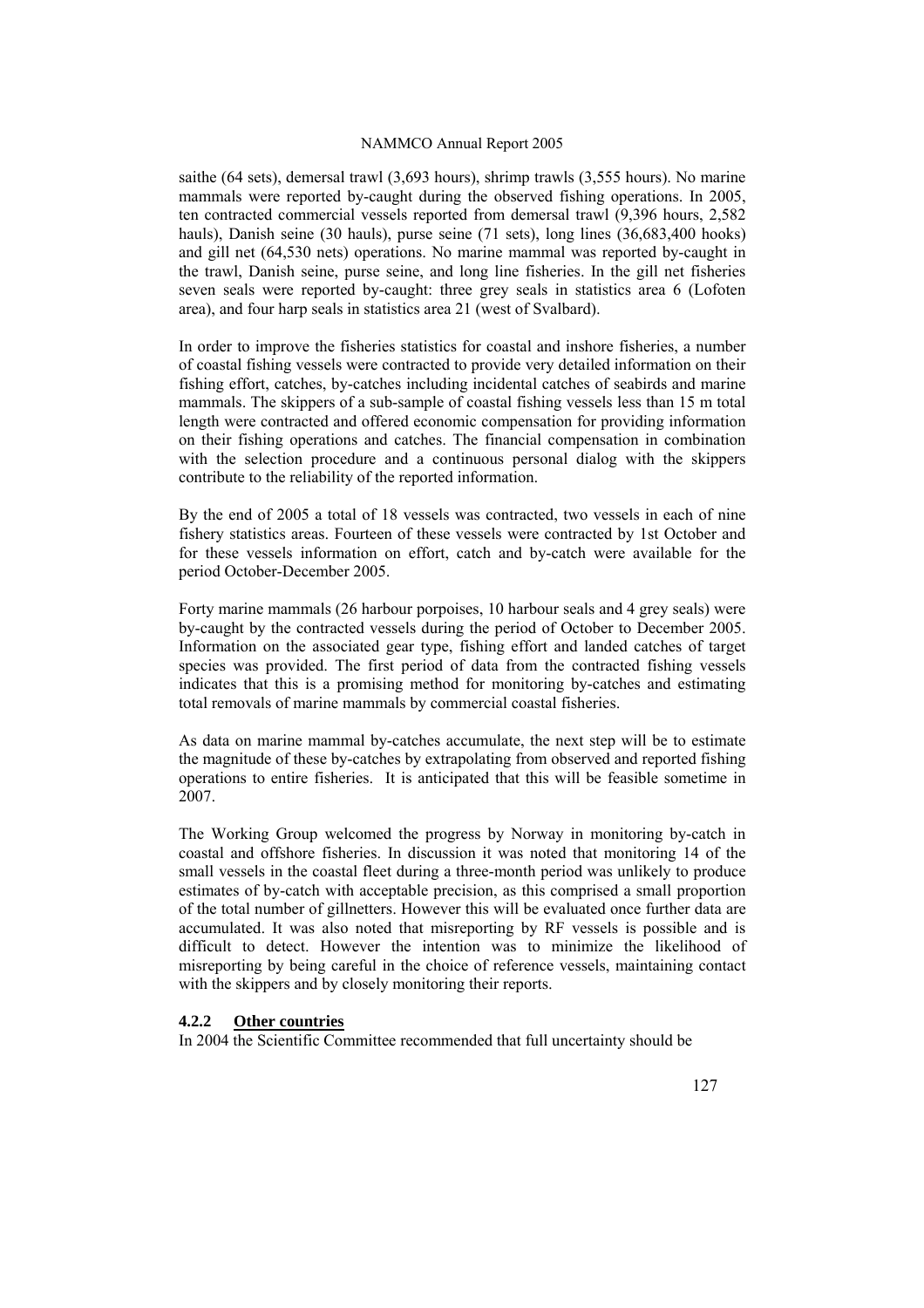saithe (64 sets), demersal trawl (3,693 hours), shrimp trawls (3,555 hours). No marine mammals were reported by-caught during the observed fishing operations. In 2005, ten contracted commercial vessels reported from demersal trawl (9,396 hours, 2,582 hauls), Danish seine (30 hauls), purse seine (71 sets), long lines (36,683,400 hooks) and gill net (64,530 nets) operations. No marine mammal was reported by-caught in the trawl, Danish seine, purse seine, and long line fisheries. In the gill net fisheries seven seals were reported by-caught: three grey seals in statistics area 6 (Lofoten area), and four harp seals in statistics area 21 (west of Svalbard).

In order to improve the fisheries statistics for coastal and inshore fisheries, a number of coastal fishing vessels were contracted to provide very detailed information on their fishing effort, catches, by-catches including incidental catches of seabirds and marine mammals. The skippers of a sub-sample of coastal fishing vessels less than 15 m total length were contracted and offered economic compensation for providing information on their fishing operations and catches. The financial compensation in combination with the selection procedure and a continuous personal dialog with the skippers contribute to the reliability of the reported information.

By the end of 2005 a total of 18 vessels was contracted, two vessels in each of nine fishery statistics areas. Fourteen of these vessels were contracted by 1st October and for these vessels information on effort, catch and by-catch were available for the period October-December 2005.

Forty marine mammals (26 harbour porpoises, 10 harbour seals and 4 grey seals) were by-caught by the contracted vessels during the period of October to December 2005. Information on the associated gear type, fishing effort and landed catches of target species was provided. The first period of data from the contracted fishing vessels indicates that this is a promising method for monitoring by-catches and estimating total removals of marine mammals by commercial coastal fisheries.

As data on marine mammal by-catches accumulate, the next step will be to estimate the magnitude of these by-catches by extrapolating from observed and reported fishing operations to entire fisheries. It is anticipated that this will be feasible sometime in 2007.

The Working Group welcomed the progress by Norway in monitoring by-catch in coastal and offshore fisheries. In discussion it was noted that monitoring 14 of the small vessels in the coastal fleet during a three-month period was unlikely to produce estimates of by-catch with acceptable precision, as this comprised a small proportion of the total number of gillnetters. However this will be evaluated once further data are accumulated. It was also noted that misreporting by RF vessels is possible and is difficult to detect. However the intention was to minimize the likelihood of misreporting by being careful in the choice of reference vessels, maintaining contact with the skippers and by closely monitoring their reports.

### 4.2.2 Other countries

In 2004 the Scientific Committee recommended that full uncertainty should be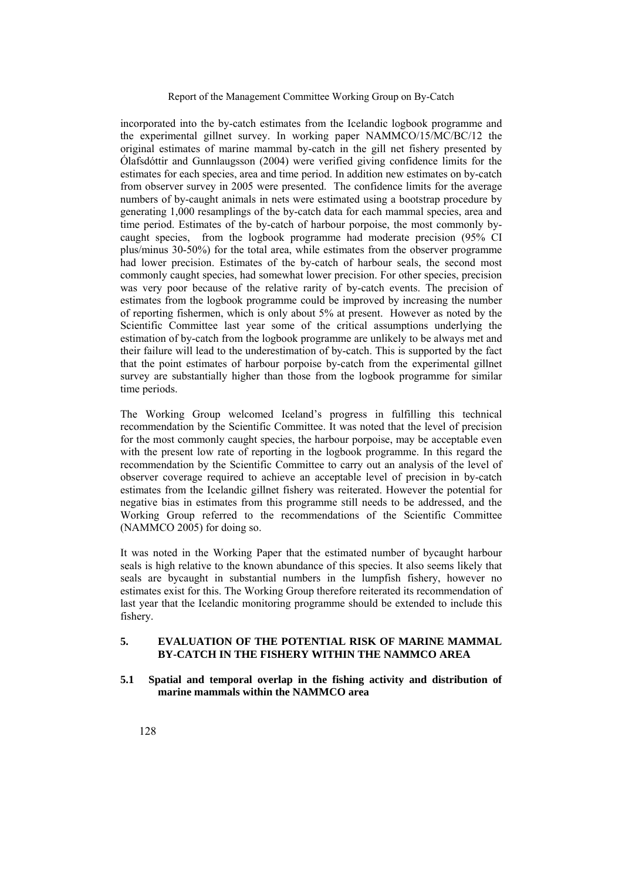incorporated into the by-catch estimates from the Icelandic logbook programme and the experimental gillnet survey. In working paper NAMMCO/15/MC/BC/12 the original estimates of marine mammal by-catch in the gill net fishery presented by Ólafsdóttir and Gunnlaugsson (2004) were verified giving confidence limits for the estimates for each species, area and time period. In addition new estimates on by-catch from observer survey in 2005 were presented. The confidence limits for the average numbers of by-caught animals in nets were estimated using a bootstrap procedure by generating 1,000 resamplings of the by-catch data for each mammal species, area and time period. Estimates of the by-catch of harbour porpoise, the most commonly by-caught species, from the logbook programme had moderate precision (95% CI plus/minus 30-50%) for the total area, while estimates from the observer programme had lower precision. Estimates of the by-catch of harbour seals, the second most commonly caught species, had somewhat lower precision. For other species, precision was very poor because of the relative rarity of by-catch events. The precision of estimates from the logbook programme could be improved by increasing the number of reporting fishermen, which is only about 5% at present. However as noted by the Scientific Committee last year some of the critical assumptions underlying the estimation of by-catch from the logbook programme are unlikely to be always met and their failure will lead to the underestimation of by-catch. This is supported by the fact that the point estimates of harbour porpoise by-catch from the experimental gillnet survey are substantially higher than those from the logbook programme for similar time periods.

The Working Group welcomed Iceland's progress in fulfilling this technical recommendation by the Scientific Committee. It was noted that the level of precision for the most commonly caught species, the harbour porpoise, may be acceptable even with the present low rate of reporting in the logbook programme. In this regard the recommendation by the Scientific Committee to carry out an analysis of the level of observer coverage required to achieve an acceptable level of precision in by-catch estimates from the Icelandic gillnet fishery was reiterated. However the potential for negative bias in estimates from this programme still needs to be addressed, and the Working Group referred to the recommendations of the Scientific Committee (NAMMCO 2005) for doing so.

It was noted in the Working Paper that the estimated number of bycaught harbour seals is high relative to the known abundance of this species. It also seems likely that seals are bycaught in substantial numbers in the lumpfish fishery, however no estimates exist for this. The Working Group therefore reiterated its recommendation of last year that the Icelandic monitoring programme should be extended to include this fishery.

## 5. EVALUATION OF THE POTENTIAL RISK OF MARINE MAMMAL BY-CATCH IN THE FISHERY WITHIN THE NAMMCO AREA

### 5.1 Spatial and temporal overlap in the fishing activity and distribution of marine mammals within the NAMMCO area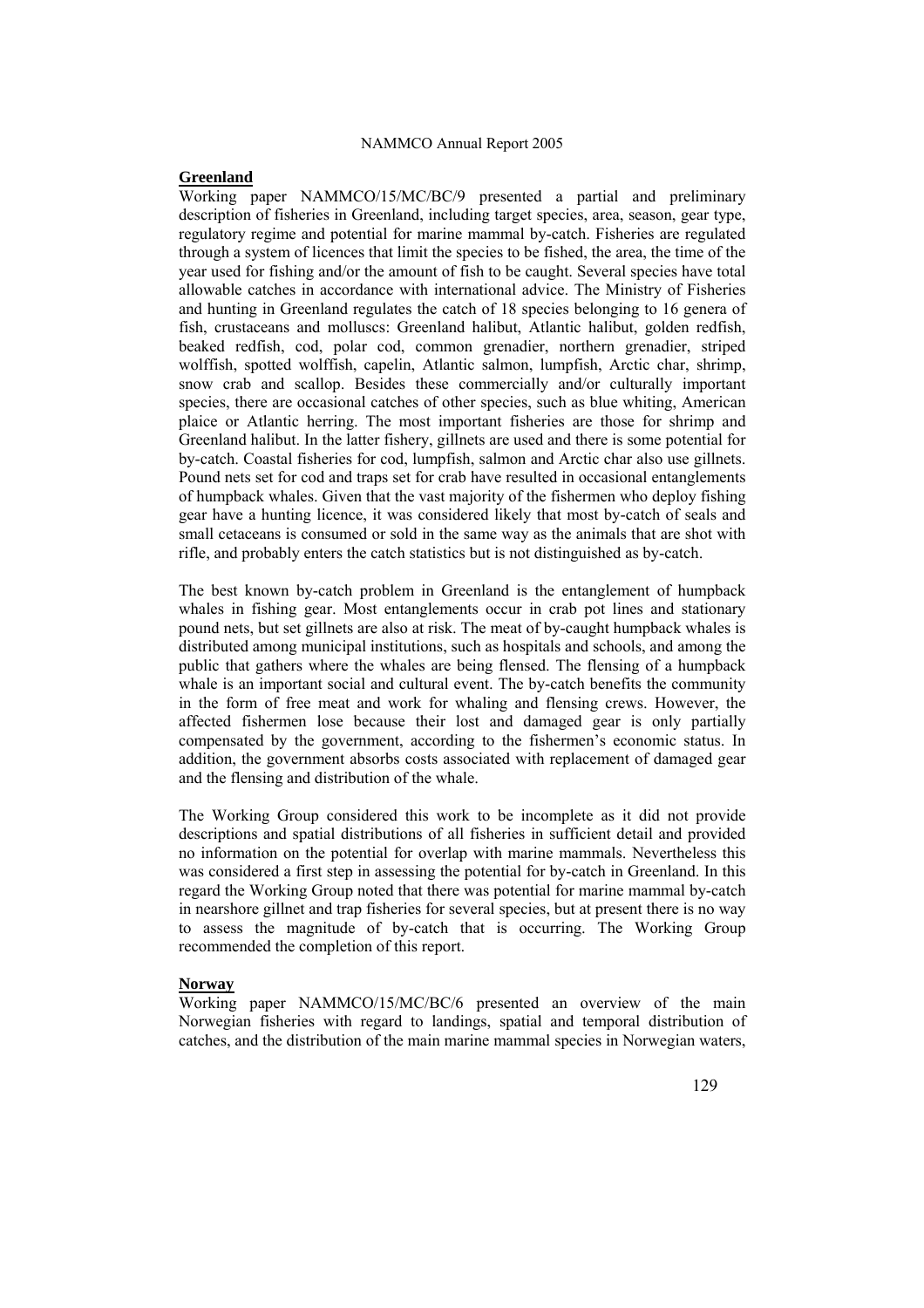**Greenland**

Working paper NAMMCO/15/MC/BC/9 presented a partial and preliminary description of fisheries in Greenland, including target species, area, season, gear type, regulatory regime and potential for marine mammal by-catch. Fisheries are regulated through a system of licences that limit the species to be fished, the area, the time of the year used for fishing and/or the amount of fish to be caught. Several species have total allowable catches in accordance with international advice. The Ministry of Fisheries and hunting in Greenland regulates the catch of 18 species belonging to 16 genera of fish, crustaceans and molluscs: Greenland halibut, Atlantic halibut, golden redfish, beaked redfish, cod, polar cod, common grenadier, northern grenadier, striped wolffish, spotted wolffish, capelin, Atlantic salmon, lumpfish, Arctic char, shrimp, snow crab and scallop. Besides these commercially and/or culturally important species, there are occasional catches of other species, such as blue whiting, American plaice or Atlantic herring. The most important fisheries are those for shrimp and Greenland halibut. In the latter fishery, gillnets are used and there is some potential for by-catch. Coastal fisheries for cod, lumpfish, salmon and Arctic char also use gillnets. Pound nets set for cod and traps set for crab have resulted in occasional entanglements of humpback whales. Given that the vast majority of the fishermen who deploy fishing gear have a hunting licence, it was considered likely that most by-catch of seals and small cetaceans is consumed or sold in the same way as the animals that are shot with rifle, and probably enters the catch statistics but is not distinguished as by-catch.

The best known by-catch problem in Greenland is the entanglement of humpback whales in fishing gear. Most entanglements occur in crab pot lines and stationary pound nets, but set gillnets are also at risk. The meat of by-caught humpback whales is distributed among municipal institutions, such as hospitals and schools, and among the public that gathers where the whales are being flensed. The flensing of a humpback whale is an important social and cultural event. The by-catch benefits the community in the form of free meat and work for whaling and flensing crews. However, the affected fishermen lose because their lost and damaged gear is only partially compensated by the government, according to the fishermen's economic status. In addition, the government absorbs costs associated with replacement of damaged gear and the flensing and distribution of the whale.

The Working Group considered this work to be incomplete as it did not provide descriptions and spatial distributions of all fisheries in sufficient detail and provided no information on the potential for overlap with marine mammals. Nevertheless this was considered a first step in assessing the potential for by-catch in Greenland. In this regard the Working Group noted that there was potential for marine mammal by-catch in nearshore gillnet and trap fisheries for several species, but at present there is no way to assess the magnitude of by-catch that is occurring. The Working Group recommended the completion of this report.

**Norway**

Working paper NAMMCO/15/MC/BC/6 presented an overview of the main Norwegian fisheries with regard to landings, spatial and temporal distribution of catches, and the distribution of the main marine mammal species in Norwegian waters,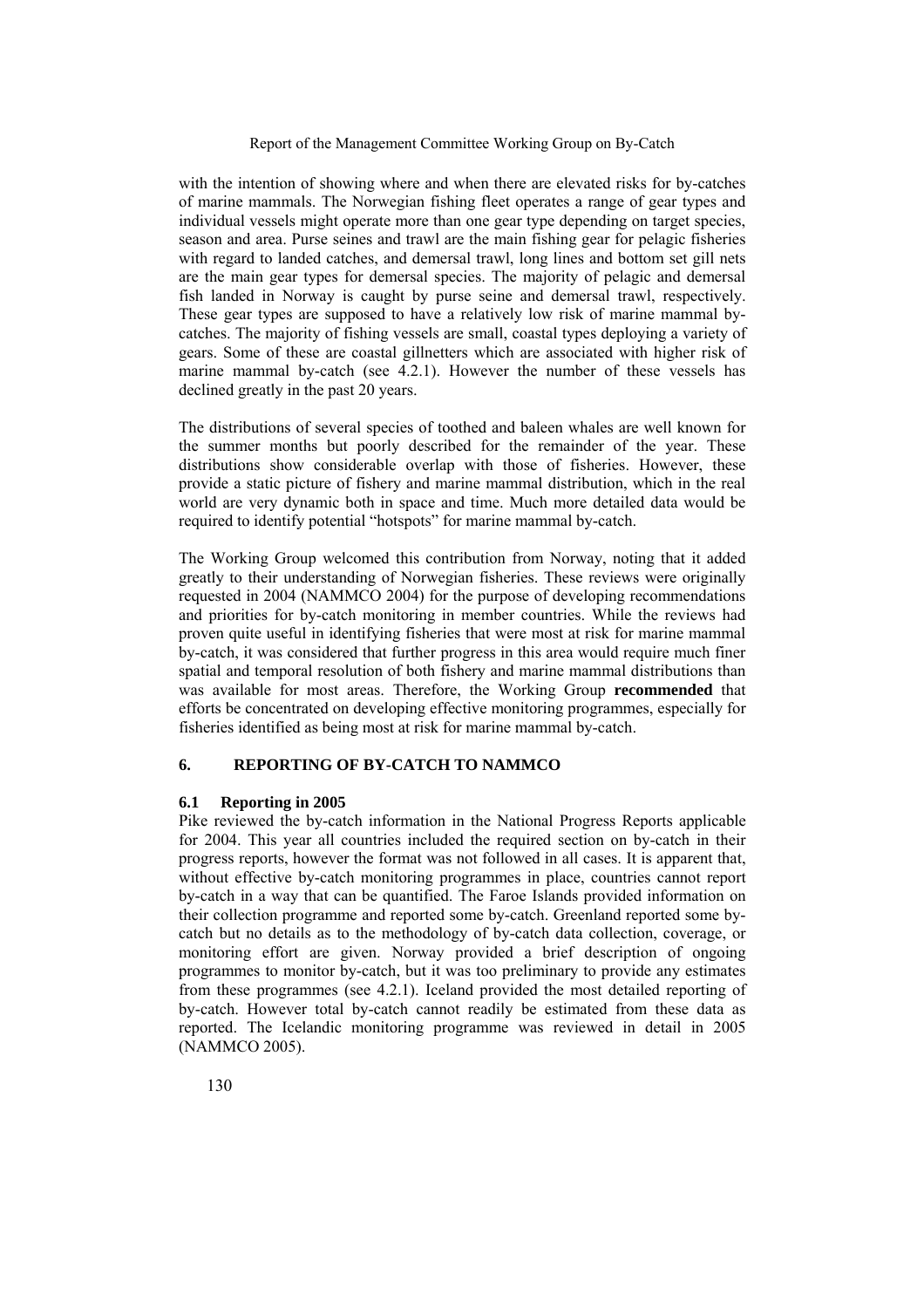with the intention of showing where and when there are elevated risks for by-catches of marine mammals. The Norwegian fishing fleet operates a range of gear types and individual vessels might operate more than one gear type depending on target species, season and area. Purse seines and trawl are the main fishing gear for pelagic fisheries with regard to landed catches, and demersal trawl, long lines and bottom set gill nets are the main gear types for demersal species. The majority of pelagic and demersal fish landed in Norway is caught by purse seine and demersal trawl, respectively. These gear types are supposed to have a relatively low risk of marine mammal by-catches. The majority of fishing vessels are small, coastal types deploying a variety of gears. Some of these are coastal gillnetters which are associated with higher risk of marine mammal by-catch (see 4.2.1). However the number of these vessels has declined greatly in the past 20 years.

The distributions of several species of toothed and baleen whales are well known for the summer months but poorly described for the remainder of the year. These distributions show considerable overlap with those of fisheries. However, these provide a static picture of fishery and marine mammal distribution, which in the real world are very dynamic both in space and time. Much more detailed data would be required to identify potential "hotspots" for marine mammal by-catch.

The Working Group welcomed this contribution from Norway, noting that it added greatly to their understanding of Norwegian fisheries. These reviews were originally requested in 2004 (NAMMCO 2004) for the purpose of developing recommendations and priorities for by-catch monitoring in member countries. While the reviews had proven quite useful in identifying fisheries that were most at risk for marine mammal by-catch, it was considered that further progress in this area would require much finer spatial and temporal resolution of both fishery and marine mammal distributions than was available for most areas. Therefore, the Working Group **recommended** that efforts be concentrated on developing effective monitoring programmes, especially for fisheries identified as being most at risk for marine mammal by-catch.

## 6. REPORTING OF BY-CATCH TO NAMMCO

### 6.1 Reporting in 2005

Pike reviewed the by-catch information in the National Progress Reports applicable for 2004. This year all countries included the required section on by-catch in their progress reports, however the format was not followed in all cases. It is apparent that, without effective by-catch monitoring programmes in place, countries cannot report by-catch in a way that can be quantified. The Faroe Islands provided information on their collection programme and reported some by-catch. Greenland reported some by-catch but no details as to the methodology of by-catch data collection, coverage, or monitoring effort are given. Norway provided a brief description of ongoing programmes to monitor by-catch, but it was too preliminary to provide any estimates from these programmes (see 4.2.1). Iceland provided the most detailed reporting of by-catch. However total by-catch cannot readily be estimated from these data as reported. The Icelandic monitoring programme was reviewed in detail in 2005 (NAMMCO 2005).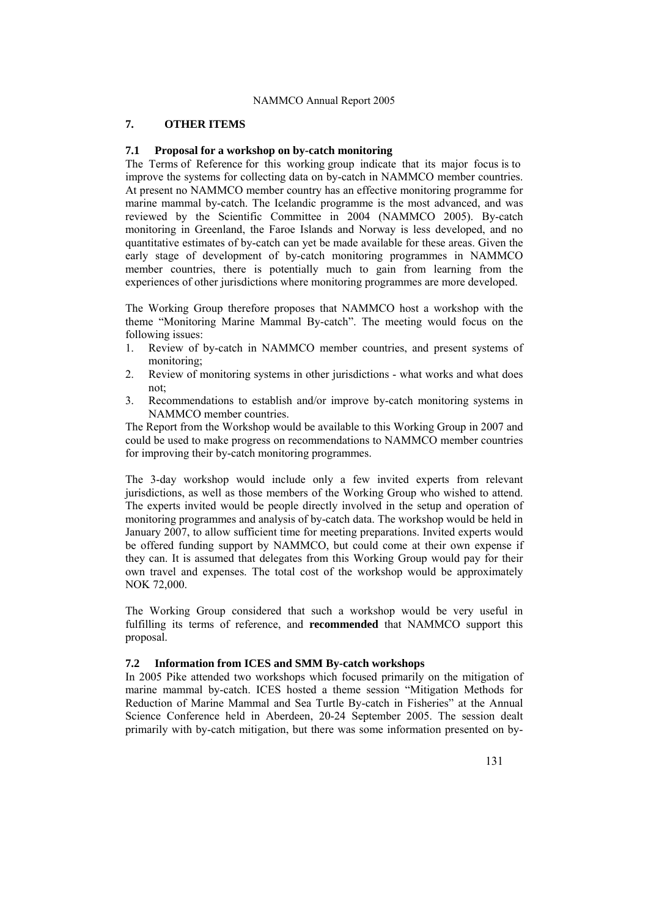## 7. OTHER ITEMS

### 7.1 Proposal for a workshop on by-catch monitoring

The Terms of Reference for this working group indicate that its major focus is to improve the systems for collecting data on by-catch in NAMMCO member countries. At present no NAMMCO member country has an effective monitoring programme for marine mammal by-catch. The Icelandic programme is the most advanced, and was reviewed by the Scientific Committee in 2004 (NAMMCO 2005). By-catch monitoring in Greenland, the Faroe Islands and Norway is less developed, and no quantitative estimates of by-catch can yet be made available for these areas. Given the early stage of development of by-catch monitoring programmes in NAMMCO member countries, there is potentially much to gain from learning from the experiences of other jurisdictions where monitoring programmes are more developed.

The Working Group therefore proposes that NAMMCO host a workshop with the theme "Monitoring Marine Mammal By-catch". The meeting would focus on the following issues:

1. Review of by-catch in NAMMCO member countries, and present systems of monitoring;
2. Review of monitoring systems in other jurisdictions - what works and what does not;
3. Recommendations to establish and/or improve by-catch monitoring systems in NAMMCO member countries.

The Report from the Workshop would be available to this Working Group in 2007 and could be used to make progress on recommendations to NAMMCO member countries for improving their by-catch monitoring programmes.

The 3-day workshop would include only a few invited experts from relevant jurisdictions, as well as those members of the Working Group who wished to attend. The experts invited would be people directly involved in the setup and operation of monitoring programmes and analysis of by-catch data. The workshop would be held in January 2007, to allow sufficient time for meeting preparations. Invited experts would be offered funding support by NAMMCO, but could come at their own expense if they can. It is assumed that delegates from this Working Group would pay for their own travel and expenses. The total cost of the workshop would be approximately NOK 72,000.

The Working Group considered that such a workshop would be very useful in fulfilling its terms of reference, and **recommended** that NAMMCO support this proposal.

### 7.2 Information from ICES and SMM By-catch workshops

In 2005 Pike attended two workshops which focused primarily on the mitigation of marine mammal by-catch. ICES hosted a theme session "Mitigation Methods for Reduction of Marine Mammal and Sea Turtle By-catch in Fisheries" at the Annual Science Conference held in Aberdeen, 20-24 September 2005. The session dealt primarily with by-catch mitigation, but there was some information presented on by-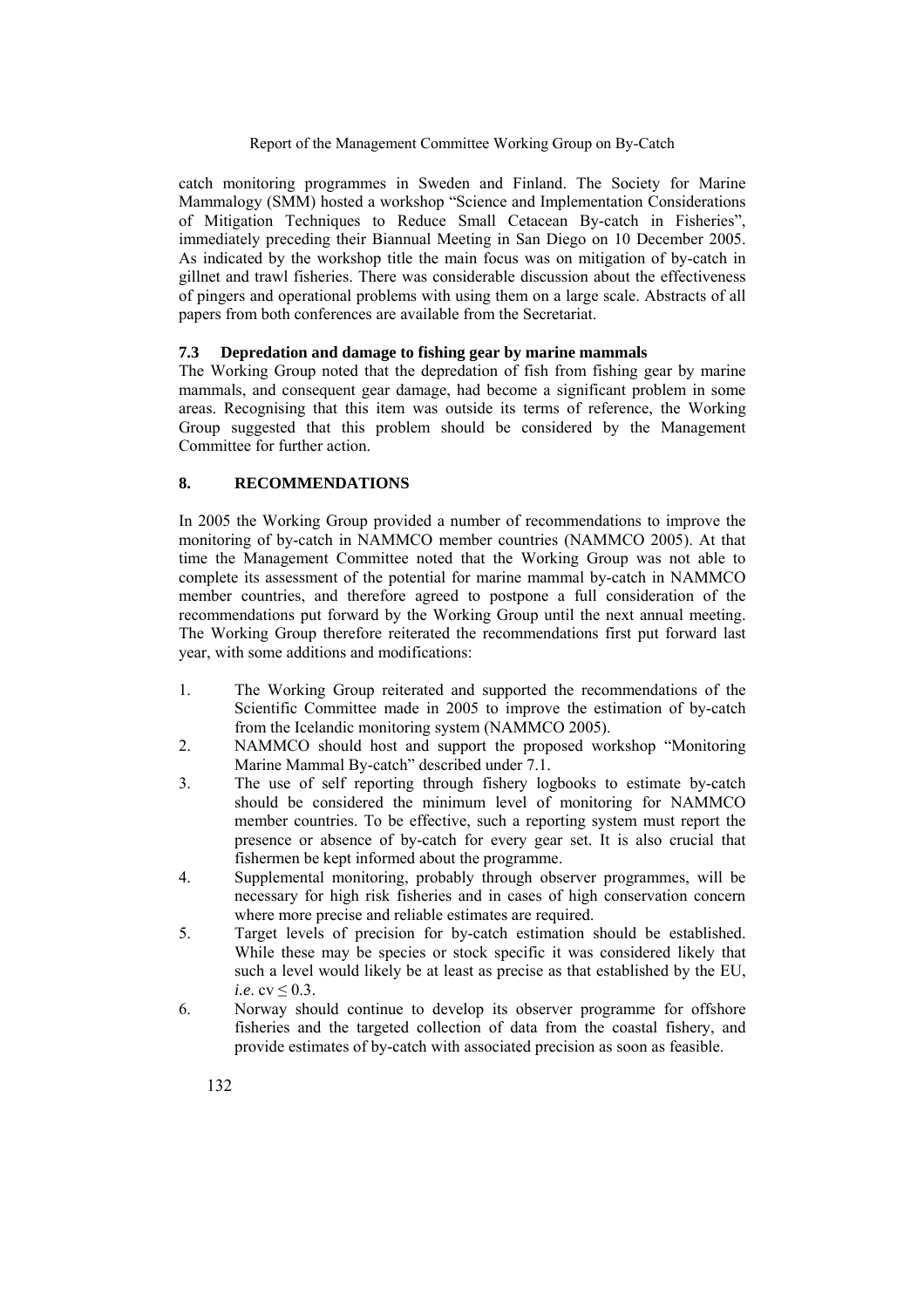catch monitoring programmes in Sweden and Finland. The Society for Marine Mammalogy (SMM) hosted a workshop "Science and Implementation Considerations of Mitigation Techniques to Reduce Small Cetacean By-catch in Fisheries", immediately preceding their Biannual Meeting in San Diego on 10 December 2005. As indicated by the workshop title the main focus was on mitigation of by-catch in gillnet and trawl fisheries. There was considerable discussion about the effectiveness of pingers and operational problems with using them on a large scale. Abstracts of all papers from both conferences are available from the Secretariat.

### 7.3 Depredation and damage to fishing gear by marine mammals

The Working Group noted that the depredation of fish from fishing gear by marine mammals, and consequent gear damage, had become a significant problem in some areas. Recognising that this item was outside its terms of reference, the Working Group suggested that this problem should be considered by the Management Committee for further action.

## 8. RECOMMENDATIONS

In 2005 the Working Group provided a number of recommendations to improve the monitoring of by-catch in NAMMCO member countries (NAMMCO 2005). At that time the Management Committee noted that the Working Group was not able to complete its assessment of the potential for marine mammal by-catch in NAMMCO member countries, and therefore agreed to postpone a full consideration of the recommendations put forward by the Working Group until the next annual meeting. The Working Group therefore reiterated the recommendations first put forward last year, with some additions and modifications:

1. The Working Group reiterated and supported the recommendations of the Scientific Committee made in 2005 to improve the estimation of by-catch from the Icelandic monitoring system (NAMMCO 2005).
2. NAMMCO should host and support the proposed workshop "Monitoring Marine Mammal By-catch" described under 7.1.
3. The use of self reporting through fishery logbooks to estimate by-catch should be considered the minimum level of monitoring for NAMMCO member countries. To be effective, such a reporting system must report the presence or absence of by-catch for every gear set. It is also crucial that fishermen be kept informed about the programme.
4. Supplemental monitoring, probably through observer programmes, will be necessary for high risk fisheries and in cases of high conservation concern where more precise and reliable estimates are required.
5. Target levels of precision for by-catch estimation should be established. While these may be species or stock specific it was considered likely that such a level would likely be at least as precise as that established by the EU, *i.e*. $cv \leq 0.3$.
6. Norway should continue to develop its observer programme for offshore fisheries and the targeted collection of data from the coastal fishery, and provide estimates of by-catch with associated precision as soon as feasible.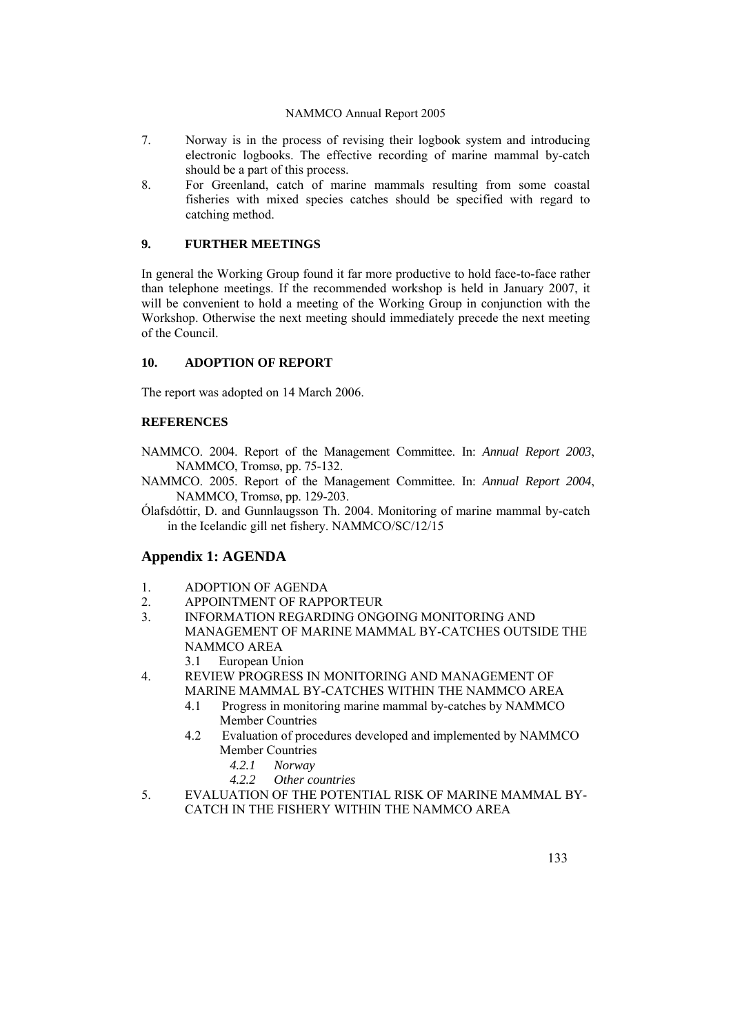7. Norway is in the process of revising their logbook system and introducing electronic logbooks. The effective recording of marine mammal by-catch should be a part of this process.
8. For Greenland, catch of marine mammals resulting from some coastal fisheries with mixed species catches should be specified with regard to catching method.

### 9. FURTHER MEETINGS

In general the Working Group found it far more productive to hold face-to-face rather than telephone meetings. If the recommended workshop is held in January 2007, it will be convenient to hold a meeting of the Working Group in conjunction with the Workshop. Otherwise the next meeting should immediately precede the next meeting of the Council.

### 10. ADOPTION OF REPORT

The report was adopted on 14 March 2006.

### REFERENCES

NAMMCO. 2004. Report of the Management Committee. In: *Annual Report 2003*, NAMMCO, Tromsø, pp. 75-132.

NAMMCO. 2005. Report of the Management Committee. In: *Annual Report 2004*, NAMMCO, Tromsø, pp. 129-203.

Ólafsdóttir, D. and Gunnlaugsson Th. 2004. Monitoring of marine mammal by-catch in the Icelandic gill net fishery. NAMMCO/SC/12/15

## Appendix 1: AGENDA

1. ADOPTION OF AGENDA
2. APPOINTMENT OF RAPPORTEUR
3. INFORMATION REGARDING ONGOING MONITORING AND MANAGEMENT OF MARINE MAMMAL BY-CATCHES OUTSIDE THE NAMMCO AREA
   - 3.1 European Union
4. REVIEW PROGRESS IN MONITORING AND MANAGEMENT OF MARINE MAMMAL BY-CATCHES WITHIN THE NAMMCO AREA
   - 4.1 Progress in monitoring marine mammal by-catches by NAMMCO Member Countries
   - 4.2 Evaluation of procedures developed and implemented by NAMMCO Member Countries
     - *4.2.1 Norway*
     - *4.2.2 Other countries*
5. EVALUATION OF THE POTENTIAL RISK OF MARINE MAMMAL BY-CATCH IN THE FISHERY WITHIN THE NAMMCO AREA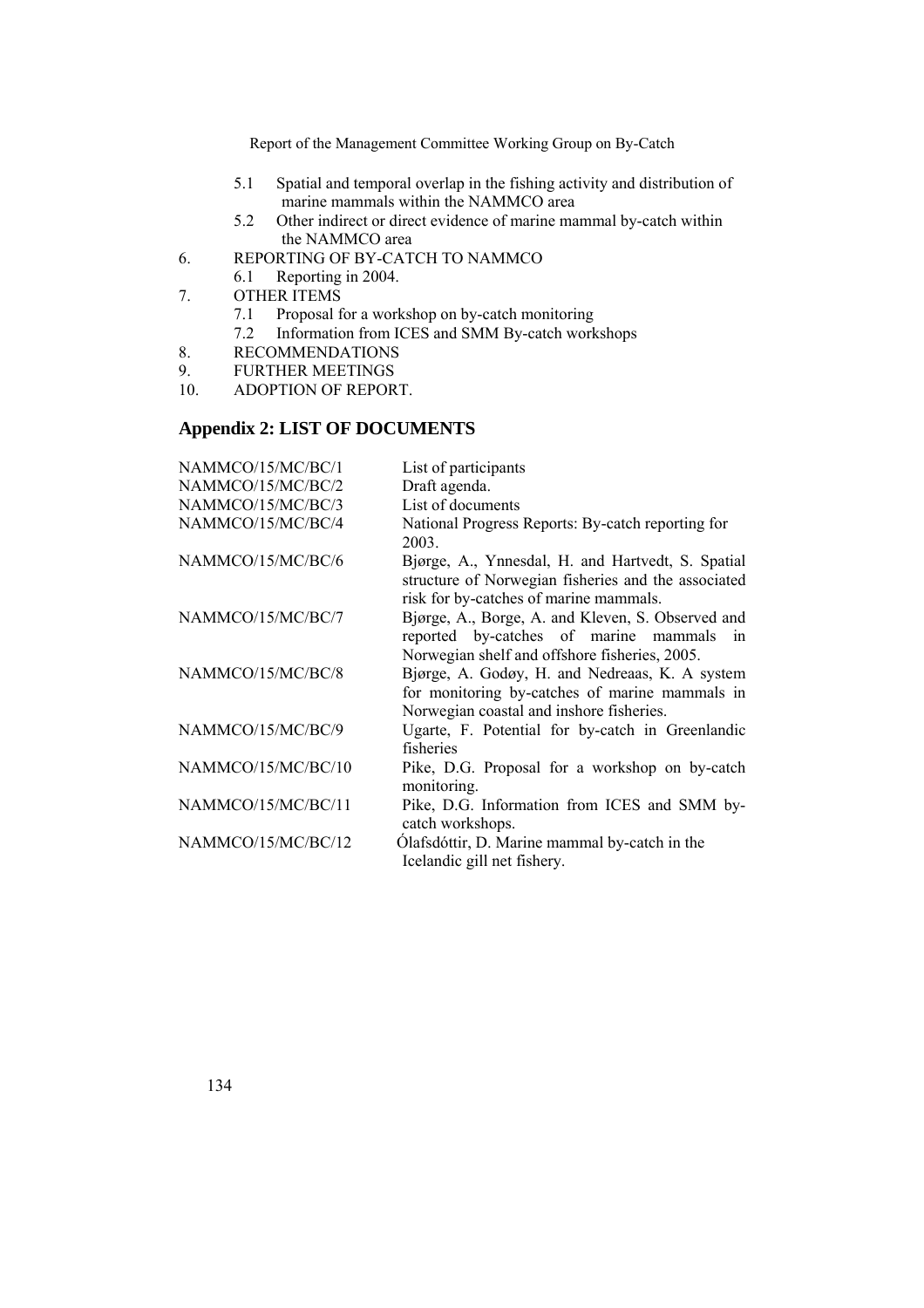- 5.1 Spatial and temporal overlap in the fishing activity and distribution of marine mammals within the NAMMCO area
- 5.2 Other indirect or direct evidence of marine mammal by-catch within the NAMMCO area

6. REPORTING OF BY-CATCH TO NAMMCO
   - 6.1 Reporting in 2004.
7. OTHER ITEMS
   - 7.1 Proposal for a workshop on by-catch monitoring
   - 7.2 Information from ICES and SMM By-catch workshops
8. RECOMMENDATIONS
9. FURTHER MEETINGS
10. ADOPTION OF REPORT.

## Appendix 2: LIST OF DOCUMENTS

| | |
|---|---|
| NAMMCO/15/MC/BC/1 | List of participants |
| NAMMCO/15/MC/BC/2 | Draft agenda. |
| NAMMCO/15/MC/BC/3 | List of documents |
| NAMMCO/15/MC/BC/4 | National Progress Reports: By-catch reporting for 2003. |
| NAMMCO/15/MC/BC/6 | Bjørge, A., Ynnesdal, H. and Hartvedt, S. Spatial structure of Norwegian fisheries and the associated risk for by-catches of marine mammals. |
| NAMMCO/15/MC/BC/7 | Bjørge, A., Borge, A. and Kleven, S. Observed and reported by-catches of marine mammals in Norwegian shelf and offshore fisheries, 2005. |
| NAMMCO/15/MC/BC/8 | Bjørge, A. Godøy, H. and Nedreaas, K. A system for monitoring by-catches of marine mammals in Norwegian coastal and inshore fisheries. |
| NAMMCO/15/MC/BC/9 | Ugarte, F. Potential for by-catch in Greenlandic fisheries |
| NAMMCO/15/MC/BC/10 | Pike, D.G. Proposal for a workshop on by-catch monitoring. |
| NAMMCO/15/MC/BC/11 | Pike, D.G. Information from ICES and SMM by-catch workshops. |
| NAMMCO/15/MC/BC/12 | Ólafsdóttir, D. Marine mammal by-catch in the Icelandic gill net fishery. |